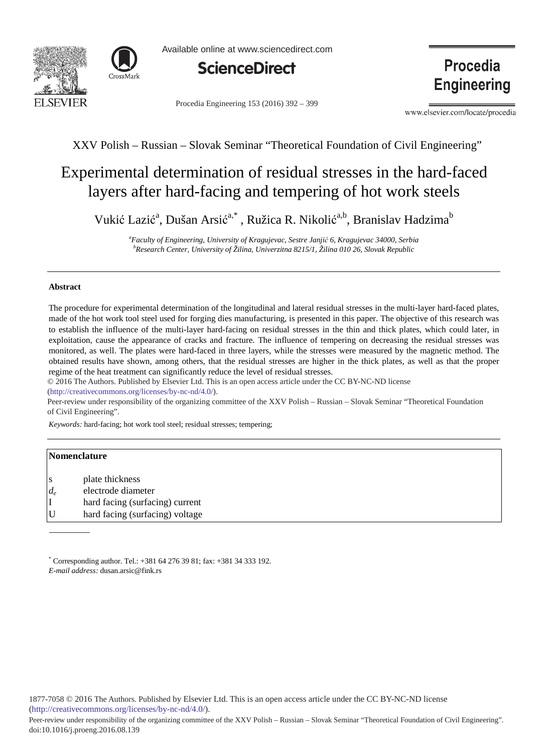XXV Polish – Russian – Slovak Seminar "Theoretical Foundation of Civil Engineering"

# Experimental determination of residual stresses in the hard-faced layers after hard-facing and tempering of hot work steels

Vukić Lazić[a], Dušan Arsić[a,*], Ružica R. Nikolić[a,b], Branislav Hadzima[b]

*[a]Faculty of Engineering, University of Kragujevac, Sestre Janjić 6, Kragujevac 34000, Serbia*
*[b]Research Center, University of Žilina, Univerzitna 8215/1, Žilina 010 26, Slovak Republic*

---

**Abstract**

The procedure for experimental determination of the longitudinal and lateral residual stresses in the multi-layer hard-faced plates, made of the hot work tool steel used for forging dies manufacturing, is presented in this paper. The objective of this research was to establish the influence of the multi-layer hard-facing on residual stresses in the thin and thick plates, which could later, in exploitation, cause the appearance of cracks and fracture. The influence of tempering on decreasing the residual stresses was monitored, as well. The plates were hard-faced in three layers, while the stresses were measured by the magnetic method. The obtained results have shown, among others, that the residual stresses are higher in the thick plates, as well as that the proper regime of the heat treatment can significantly reduce the level of residual stresses.

© 2016 The Authors. Published by Elsevier Ltd. This is an open access article under the CC BY-NC-ND license (http://creativecommons.org/licenses/by-nc-nd/4.0/).

Peer-review under responsibility of the organizing committee of the XXV Polish – Russian – Slovak Seminar "Theoretical Foundation of Civil Engineering".

*Keywords:* hard-facing; hot work tool steel; residual stresses; tempering;

---

**Nomenclature**

| | |
|---|---|
| s | plate thickness |
| $d_e$ | electrode diameter |
| I | hard facing (surfacing) current |
| U | hard facing (surfacing) voltage |

---

[*] Corresponding author. Tel.: +381 64 276 39 81; fax: +381 34 333 192.
*E-mail address:* dusan.arsic@fink.rs

1877-7058 © 2016 The Authors. Published by Elsevier Ltd. This is an open access article under the CC BY-NC-ND license (http://creativecommons.org/licenses/by-nc-nd/4.0/).
Peer-review under responsibility of the organizing committee of the XXV Polish – Russian – Slovak Seminar "Theoretical Foundation of Civil Engineering".
doi:10.1016/j.proeng.2016.08.139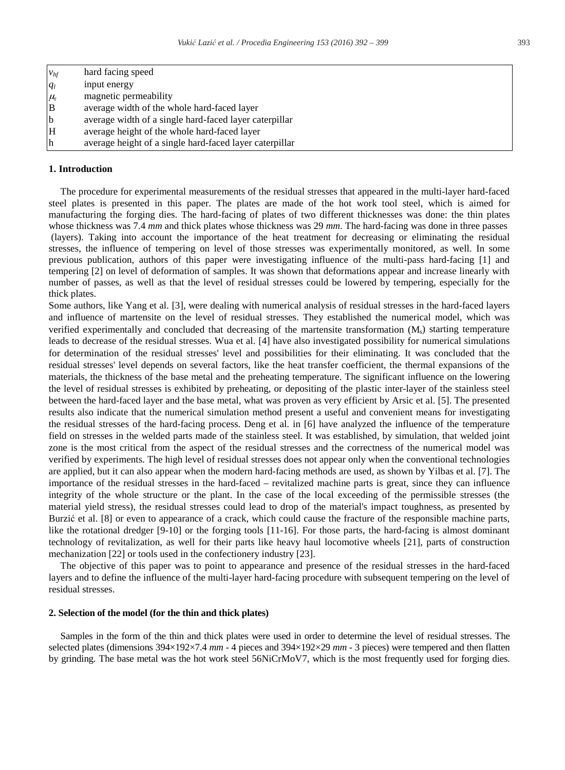| | |
|---|---|
| $v_{hf}$ | hard facing speed |
| $q_l$ | input energy |
| $\mu_r$ | magnetic permeability |
| B | average width of the whole hard-faced layer |
| b | average width of a single hard-faced layer caterpillar |
| H | average height of the whole hard-faced layer |
| h | average height of a single hard-faced layer caterpillar |

## 1. Introduction

The procedure for experimental measurements of the residual stresses that appeared in the multi-layer hard-faced steel plates is presented in this paper. The plates are made of the hot work tool steel, which is aimed for manufacturing the forging dies. The hard-facing of plates of two different thicknesses was done: the thin plates whose thickness was 7.4 *mm* and thick plates whose thickness was 29 *mm*. The hard-facing was done in three passes (layers). Taking into account the importance of the heat treatment for decreasing or eliminating the residual stresses, the influence of tempering on level of those stresses was experimentally monitored, as well. In some previous publication, authors of this paper were investigating influence of the multi-pass hard-facing [1] and tempering [2] on level of deformation of samples. It was shown that deformations appear and increase linearly with number of passes, as well as that the level of residual stresses could be lowered by tempering, especially for the thick plates.

Some authors, like Yang et al. [3], were dealing with numerical analysis of residual stresses in the hard-faced layers and influence of martensite on the level of residual stresses. They established the numerical model, which was verified experimentally and concluded that decreasing of the martensite transformation ($M_s$) starting temperature leads to decrease of the residual stresses. Wua et al. [4] have also investigated possibility for numerical simulations for determination of the residual stresses' level and possibilities for their eliminating. It was concluded that the residual stresses' level depends on several factors, like the heat transfer coefficient, the thermal expansions of the materials, the thickness of the base metal and the preheating temperature. The significant influence on the lowering the level of residual stresses is exhibited by preheating, or depositing of the plastic inter-layer of the stainless steel between the hard-faced layer and the base metal, what was proven as very efficient by Arsic et al. [5]. The presented results also indicate that the numerical simulation method present a useful and convenient means for investigating the residual stresses of the hard-facing process. Deng et al. in [6] have analyzed the influence of the temperature field on stresses in the welded parts made of the stainless steel. It was established, by simulation, that welded joint zone is the most critical from the aspect of the residual stresses and the correctness of the numerical model was verified by experiments. The high level of residual stresses does not appear only when the conventional technologies are applied, but it can also appear when the modern hard-facing methods are used, as shown by Yilbas et al. [7]. The importance of the residual stresses in the hard-faced – revitalized machine parts is great, since they can influence integrity of the whole structure or the plant. In the case of the local exceeding of the permissible stresses (the material yield stress), the residual stresses could lead to drop of the material's impact toughness, as presented by Burzić et al. [8] or even to appearance of a crack, which could cause the fracture of the responsible machine parts, like the rotational dredger [9-10] or the forging tools [11-16]. For those parts, the hard-facing is almost dominant technology of revitalization, as well for their parts like heavy haul locomotive wheels [21], parts of construction mechanization [22] or tools used in the confectionery industry [23].

The objective of this paper was to point to appearance and presence of the residual stresses in the hard-faced layers and to define the influence of the multi-layer hard-facing procedure with subsequent tempering on the level of residual stresses.

## 2. Selection of the model (for the thin and thick plates)

Samples in the form of the thin and thick plates were used in order to determine the level of residual stresses. The selected plates (dimensions 394×192×7.4 *mm* - 4 pieces and 394×192×29 *mm* - 3 pieces) were tempered and then flatten by grinding. The base metal was the hot work steel 56NiCrMoV7, which is the most frequently used for forging dies.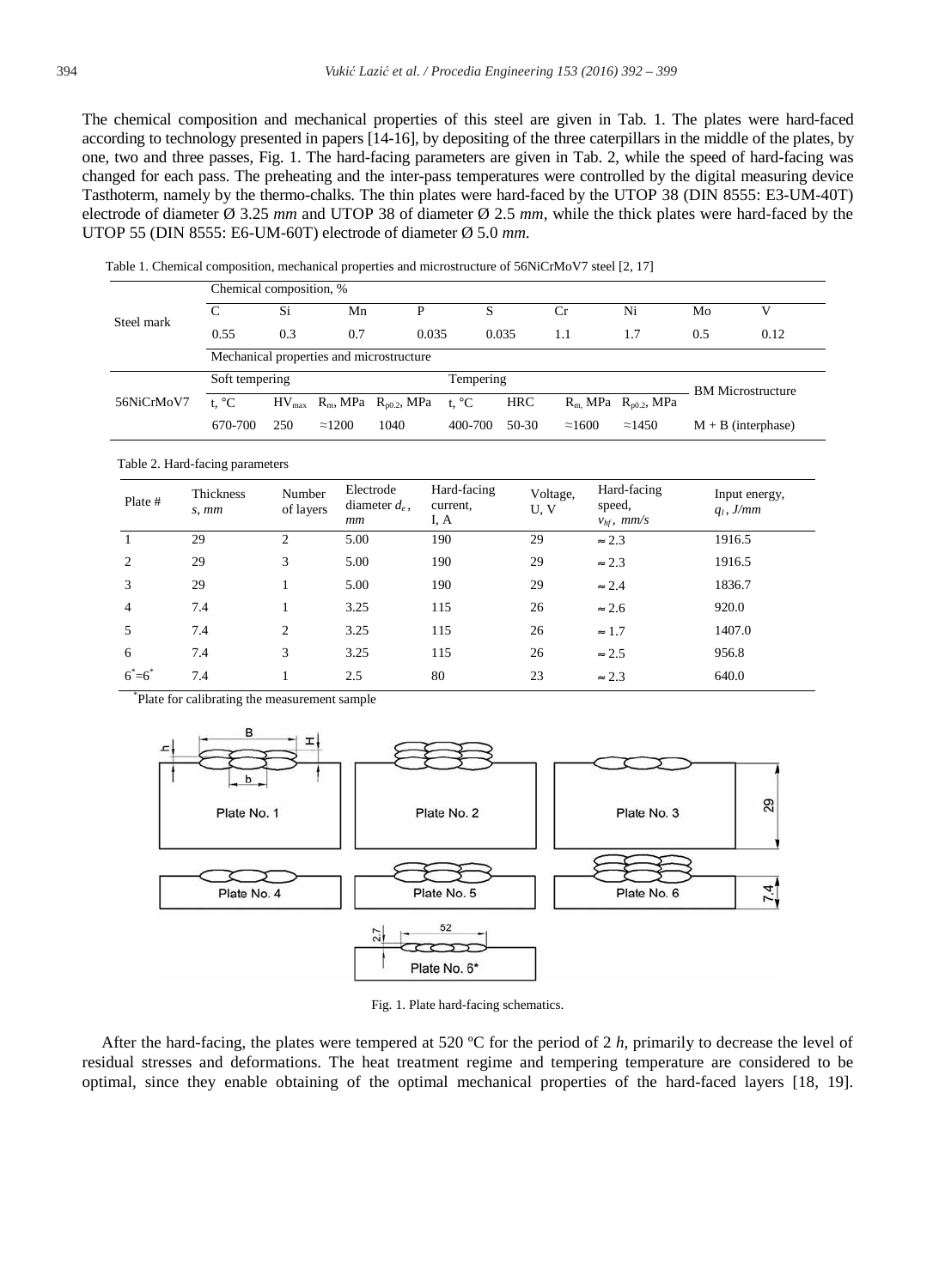The chemical composition and mechanical properties of this steel are given in Tab. 1. The plates were hard-faced according to technology presented in papers [14-16], by depositing of the three caterpillars in the middle of the plates, by one, two and three passes, Fig. 1. The hard-facing parameters are given in Tab. 2, while the speed of hard-facing was changed for each pass. The preheating and the inter-pass temperatures were controlled by the digital measuring device Tasthoterm, namely by the thermo-chalks. The thin plates were hard-faced by the UTOP 38 (DIN 8555: E3-UM-40T) electrode of diameter Ø 3.25 *mm* and UTOP 38 of diameter Ø 2.5 *mm*, while the thick plates were hard-faced by the UTOP 55 (DIN 8555: E6-UM-60T) electrode of diameter Ø 5.0 *mm*.

Table 1. Chemical composition, mechanical properties and microstructure of 56NiCrMoV7 steel [2, 17]

| Steel mark | Chemical composition, % | | | | | | | | |
|---|---|---|---|---|---|---|---|---|---|
| | C | Si | Mn | P | S | Cr | Ni | Mo | V |
| | 0.55 | 0.3 | 0.7 | 0.035 | 0.035 | 1.1 | 1.7 | 0.5 | 0.12 |
| | Mechanical properties and microstructure | | | | | | | | |
| 56NiCrMoV7 | Soft tempering | | | | Tempering | | | | BM Microstructure |
| | t, °C | $HV_{max}$ | $R_m$, MPa | $R_{p0.2}$, MPa | t, °C | HRC | $R_m$, MPa | $R_{p0.2}$, MPa | |
| | 670-700 | 250 | ≈1200 | 1040 | 400-700 | 50-30 | ≈1600 | ≈1450 | M + B (interphase) |

Table 2. Hard-facing parameters

| Plate # | Thickness *s, mm* | Number of layers | Electrode diameter $d_e$, *mm* | Hard-facing current, I, A | Voltage, U, V | Hard-facing speed, $v_{hf}$, *mm/s* | Input energy, $q_l$, *J/mm* |
|---|---|---|---|---|---|---|---|
| 1 | 29 | 2 | 5.00 | 190 | 29 | ≈ 2.3 | 1916.5 |
| 2 | 29 | 3 | 5.00 | 190 | 29 | ≈ 2.3 | 1916.5 |
| 3 | 29 | 1 | 5.00 | 190 | 29 | ≈ 2.4 | 1836.7 |
| 4 | 7.4 | 1 | 3.25 | 115 | 26 | ≈ 2.6 | 920.0 |
| 5 | 7.4 | 2 | 3.25 | 115 | 26 | ≈ 1.7 | 1407.0 |
| 6 | 7.4 | 3 | 3.25 | 115 | 26 | ≈ 2.5 | 956.8 |
| 6*=6* | 7.4 | 1 | 2.5 | 80 | 23 | ≈ 2.3 | 640.0 |

*Plate for calibrating the measurement sample

Fig. 1. Plate hard-facing schematics.

After the hard-facing, the plates were tempered at 520 ºC for the period of 2 *h*, primarily to decrease the level of residual stresses and deformations. The heat treatment regime and tempering temperature are considered to be optimal, since they enable obtaining of the optimal mechanical properties of the hard-faced layers [18, 19].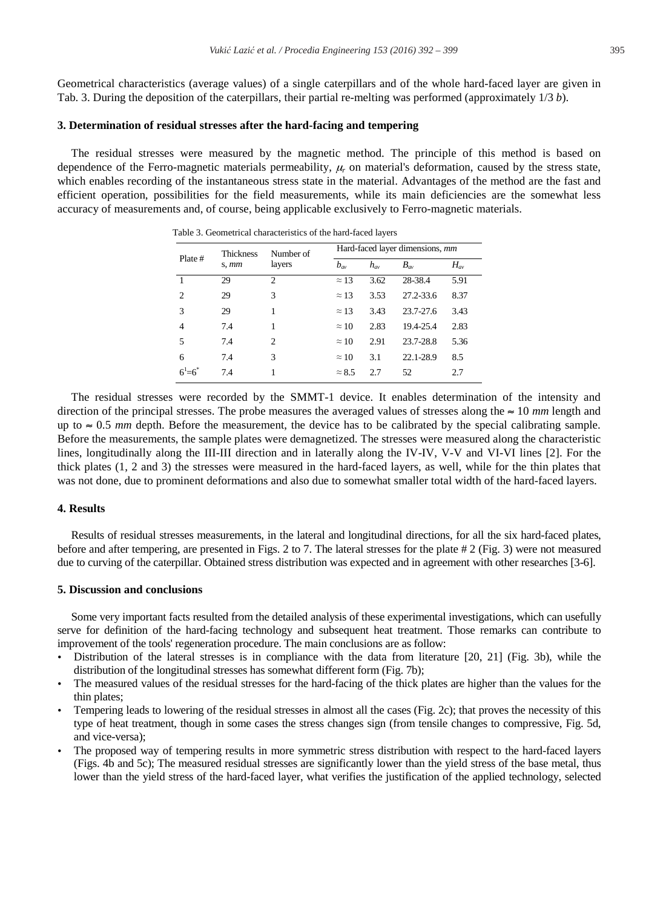Geometrical characteristics (average values) of a single caterpillars and of the whole hard-faced layer are given in Tab. 3. During the deposition of the caterpillars, their partial re-melting was performed (approximately 1/3 *b*).

## 3. Determination of residual stresses after the hard-facing and tempering

The residual stresses were measured by the magnetic method. The principle of this method is based on dependence of the Ferro-magnetic materials permeability, $\mu_r$ on material's deformation, caused by the stress state, which enables recording of the instantaneous stress state in the material. Advantages of the method are the fast and efficient operation, possibilities for the field measurements, while its main deficiencies are the somewhat less accuracy of measurements and, of course, being applicable exclusively to Ferro-magnetic materials.

Table 3. Geometrical characteristics of the hard-faced layers

| Plate # | Thickness s, *mm* | Number of layers | Hard-faced layer dimensions, *mm* | | | |
|---|---|---|---|---|---|---|
| | | | $b_{av}$ | $h_{av}$ | $B_{av}$ | $H_{av}$ |
| 1 | 29 | 2 | ≈ 13 | 3.62 | 28-38.4 | 5.91 |
| 2 | 29 | 3 | ≈ 13 | 3.53 | 27.2-33.6 | 8.37 |
| 3 | 29 | 1 | ≈ 13 | 3.43 | 23.7-27.6 | 3.43 |
| 4 | 7.4 | 1 | ≈ 10 | 2.83 | 19.4-25.4 | 2.83 |
| 5 | 7.4 | 2 | ≈ 10 | 2.91 | 23.7-28.8 | 5.36 |
| 6 | 7.4 | 3 | ≈ 10 | 3.1 | 22.1-28.9 | 8.5 |
| $6^1$=$6^*$ | 7.4 | 1 | ≈ 8.5 | 2.7 | 52 | 2.7 |

The residual stresses were recorded by the SMMT-1 device. It enables determination of the intensity and direction of the principal stresses. The probe measures the averaged values of stresses along the ≈ 10 *mm* length and up to ≈ 0.5 *mm* depth. Before the measurement, the device has to be calibrated by the special calibrating sample. Before the measurements, the sample plates were demagnetized. The stresses were measured along the characteristic lines, longitudinally along the III-III direction and in laterally along the IV-IV, V-V and VI-VI lines [2]. For the thick plates (1, 2 and 3) the stresses were measured in the hard-faced layers, as well, while for the thin plates that was not done, due to prominent deformations and also due to somewhat smaller total width of the hard-faced layers.

## 4. Results

Results of residual stresses measurements, in the lateral and longitudinal directions, for all the six hard-faced plates, before and after tempering, are presented in Figs. 2 to 7. The lateral stresses for the plate # 2 (Fig. 3) were not measured due to curving of the caterpillar. Obtained stress distribution was expected and in agreement with other researches [3-6].

## 5. Discussion and conclusions

Some very important facts resulted from the detailed analysis of these experimental investigations, which can usefully serve for definition of the hard-facing technology and subsequent heat treatment. Those remarks can contribute to improvement of the tools' regeneration procedure. The main conclusions are as follow:

- Distribution of the lateral stresses is in compliance with the data from literature [20, 21] (Fig. 3b), while the distribution of the longitudinal stresses has somewhat different form (Fig. 7b);
- The measured values of the residual stresses for the hard-facing of the thick plates are higher than the values for the thin plates;
- Tempering leads to lowering of the residual stresses in almost all the cases (Fig. 2c); that proves the necessity of this type of heat treatment, though in some cases the stress changes sign (from tensile changes to compressive, Fig. 5d, and vice-versa);
- The proposed way of tempering results in more symmetric stress distribution with respect to the hard-faced layers (Figs. 4b and 5c); The measured residual stresses are significantly lower than the yield stress of the base metal, thus lower than the yield stress of the hard-faced layer, what verifies the justification of the applied technology, selected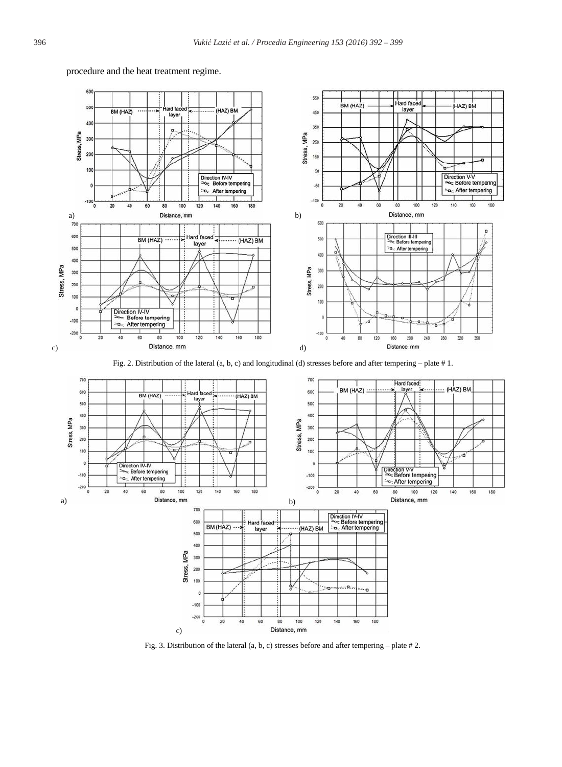procedure and the heat treatment regime.

Fig. 2. Distribution of the lateral (a, b, c) and longitudinal (d) stresses before and after tempering – plate # 1.

Fig. 3. Distribution of the lateral (a, b, c) stresses before and after tempering – plate # 2.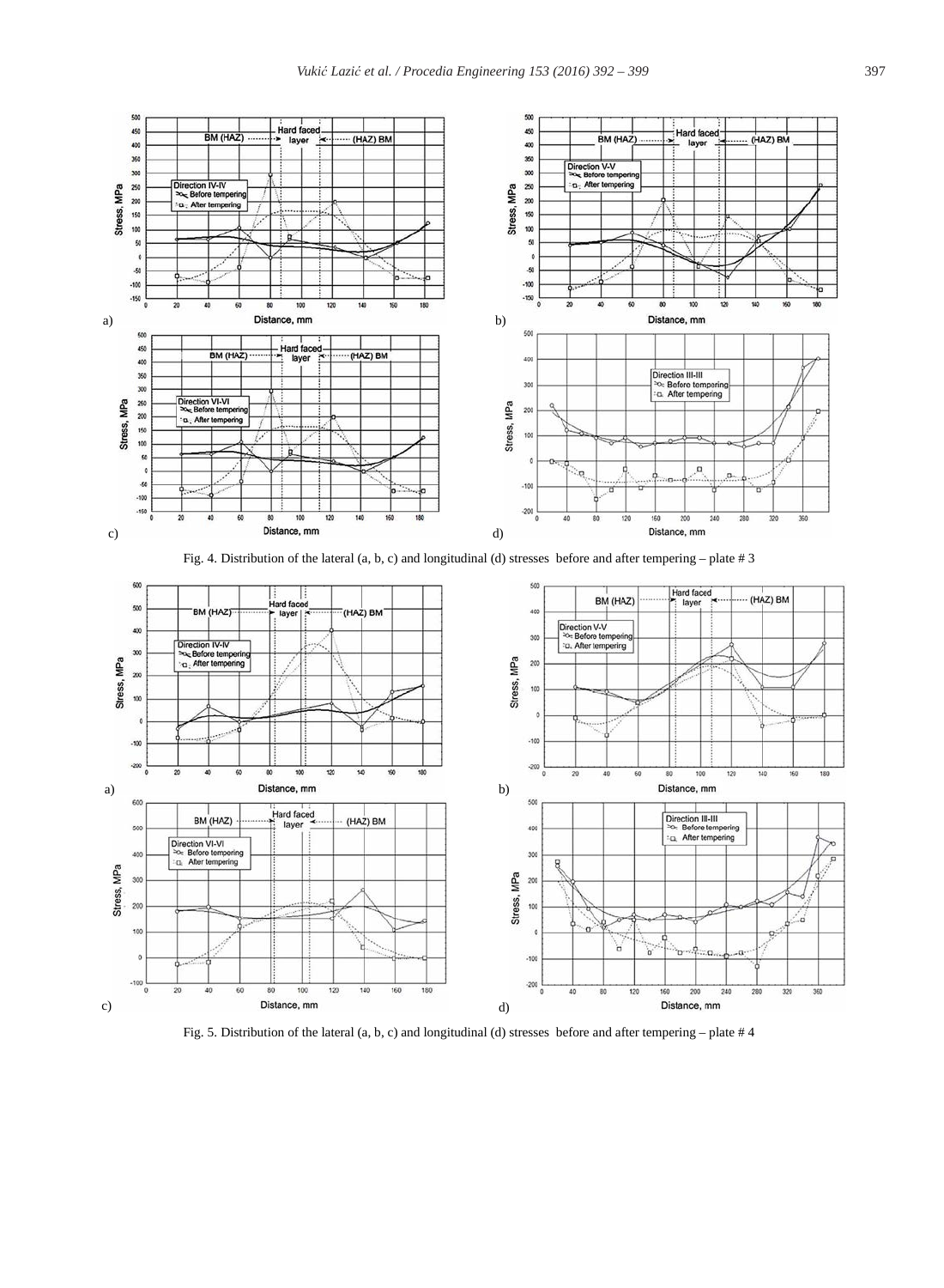a)

b)

c)

d)

Fig. 4. Distribution of the lateral (a, b, c) and longitudinal (d) stresses before and after tempering – plate # 3

a)

b)

c)

d)

Fig. 5. Distribution of the lateral (a, b, c) and longitudinal (d) stresses before and after tempering – plate # 4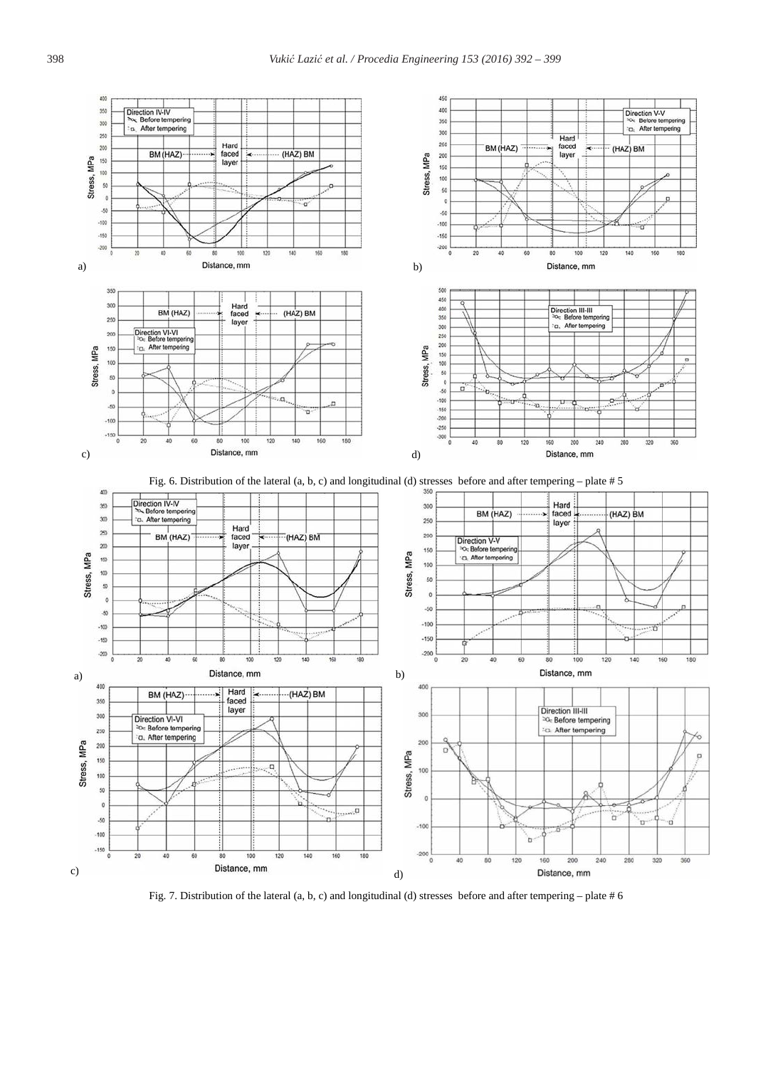Fig. 6. Distribution of the lateral (a, b, c) and longitudinal (d) stresses before and after tempering – plate # 5

Fig. 7. Distribution of the lateral (a, b, c) and longitudinal (d) stresses before and after tempering – plate # 6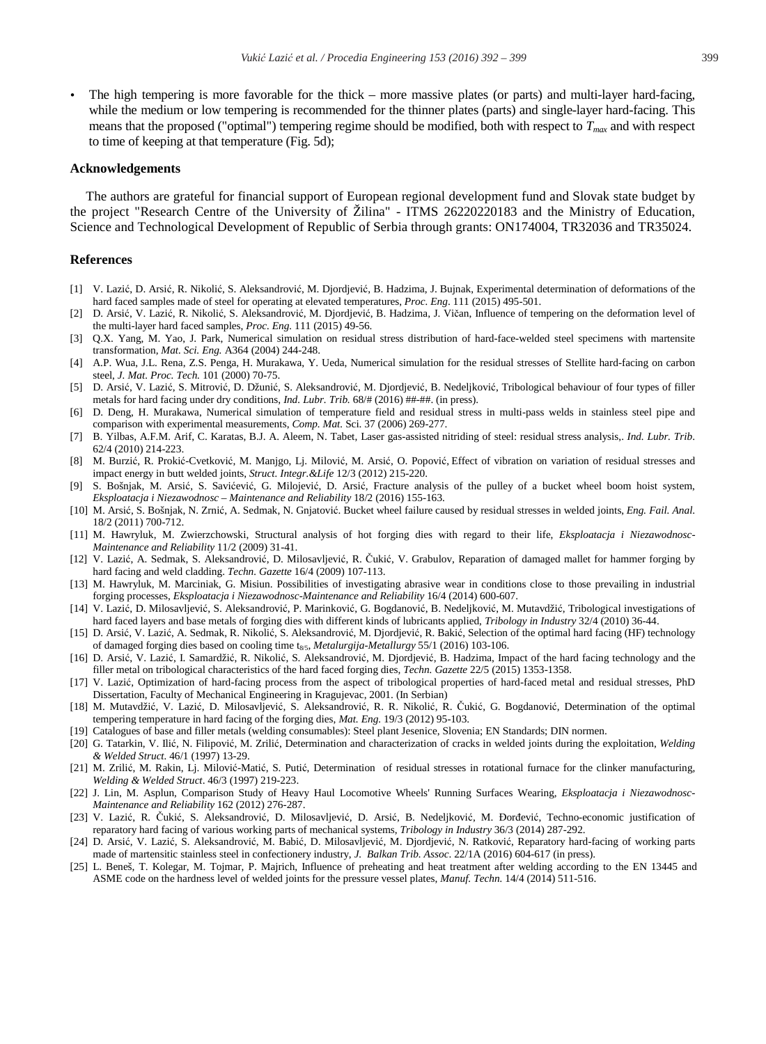- The high tempering is more favorable for the thick – more massive plates (or parts) and multi-layer hard-facing, while the medium or low tempering is recommended for the thinner plates (parts) and single-layer hard-facing. This means that the proposed ("optimal") tempering regime should be modified, both with respect to $T_{max}$ and with respect to time of keeping at that temperature (Fig. 5d);

## Acknowledgements

The authors are grateful for financial support of European regional development fund and Slovak state budget by the project "Research Centre of the University of Žilina" - ITMS 26220220183 and the Ministry of Education, Science and Technological Development of Republic of Serbia through grants: ON174004, TR32036 and TR35024.

## References

[1] V. Lazić, D. Arsić, R. Nikolić, S. Aleksandrović, M. Djordjević, B. Hadzima, J. Bujnak, Experimental determination of deformations of the hard faced samples made of steel for operating at elevated temperatures, *Proc. Eng.* 111 (2015) 495-501.

[2] D. Arsić, V. Lazić, R. Nikolić, S. Aleksandrović, M. Djordjević, B. Hadzima, J. Vičan, Influence of tempering on the deformation level of the multi-layer hard faced samples, *Proc. Eng.* 111 (2015) 49-56.

[3] Q.X. Yang, M. Yao, J. Park, Numerical simulation on residual stress distribution of hard-face-welded steel specimens with martensite transformation, *Mat. Sci. Eng.* A364 (2004) 244-248.

[4] A.P. Wua, J.L. Rena, Z.S. Penga, H. Murakawa, Y. Ueda, Numerical simulation for the residual stresses of Stellite hard-facing on carbon steel, *J. Mat. Proc. Tech.* 101 (2000) 70-75.

[5] D. Arsić, V. Lazić, S. Mitrović, D. Džunić, S. Aleksandrović, M. Djordjević, B. Nedeljković, Tribological behaviour of four types of filler metals for hard facing under dry conditions, *Ind. Lubr. Trib.* 68/# (2016) ##-##. (in press).

[6] D. Deng, H. Murakawa, Numerical simulation of temperature field and residual stress in multi-pass welds in stainless steel pipe and comparison with experimental measurements, *Comp. Mat.* Sci. 37 (2006) 269-277.

[7] B. Yilbas, A.F.M. Arif, C. Karatas, B.J. A. Aleem, N. Tabet, Laser gas-assisted nitriding of steel: residual stress analysis,. *Ind. Lubr. Trib*. 62/4 (2010) 214-223.

[8] M. Burzić, R. Prokić-Cvetković, M. Manjgo, Lj. Milović, M. Arsić, O. Popović, Effect of vibration on variation of residual stresses and impact energy in butt welded joints, *Struct. Integr.&Life* 12/3 (2012) 215-220.

[9] S. Bošnjak, M. Arsić, S. Savićević, G. Milojević, D. Arsić, Fracture analysis of the pulley of a bucket wheel boom hoist system, *Eksploatacja i Niezawodnosc – Maintenance and Reliability* 18/2 (2016) 155-163.

[10] M. Arsić, S. Bošnjak, N. Zrnić, A. Sedmak, N. Gnjatović. Bucket wheel failure caused by residual stresses in welded joints, *Eng. Fail. Anal.* 18/2 (2011) 700-712.

[11] M. Hawryluk, M. Zwierzchowski, Structural analysis of hot forging dies with regard to their life, *Eksploatacja i Niezawodnosc-Maintenance and Reliability* 11/2 (2009) 31-41.

[12] V. Lazić, A. Sedmak, S. Aleksandrović, D. Milosavljević, R. Čukić, V. Grabulov, Reparation of damaged mallet for hammer forging by hard facing and weld cladding. *Techn. Gazette* 16/4 (2009) 107-113.

[13] M. Hawryluk, M. Marciniak, G. Misiun. Possibilities of investigating abrasive wear in conditions close to those prevailing in industrial forging processes, *Eksploatacja i Niezawodnosc-Maintenance and Reliability* 16/4 (2014) 600-607.

[14] V. Lazić, D. Milosavljević, S. Aleksandrović, P. Marinković, G. Bogdanović, B. Nedeljković, M. Mutavdžić, Tribological investigations of hard faced layers and base metals of forging dies with different kinds of lubricants applied, *Tribology in Industry* 32/4 (2010) 36-44.

[15] D. Arsić, V. Lazić, A. Sedmak, R. Nikolić, S. Aleksandrović, M. Djordjević, R. Bakić, Selection of the optimal hard facing (HF) technology of damaged forging dies based on cooling time $t_{8/5}$, *Metalurgija-Metallurgy* 55/1 (2016) 103-106.

[16] D. Arsić, V. Lazić, I. Samardžić, R. Nikolić, S. Aleksandrović, M. Djordjević, B. Hadzima, Impact of the hard facing technology and the filler metal on tribological characteristics of the hard faced forging dies, *Techn. Gazette* 22/5 (2015) 1353-1358.

[17] V. Lazić, Optimization of hard-facing process from the aspect of tribological properties of hard-faced metal and residual stresses, PhD Dissertation, Faculty of Mechanical Engineering in Kragujevac, 2001. (In Serbian)

[18] M. Mutavdžić, V. Lazić, D. Milosavljević, S. Aleksandrović, R. R. Nikolić, R. Čukić, G. Bogdanović, Determination of the optimal tempering temperature in hard facing of the forging dies, *Mat. Eng.* 19/3 (2012) 95-103.

[19] Catalogues of base and filler metals (welding consumables): Steel plant Jesenice, Slovenia; EN Standards; DIN normen.

[20] G. Tatarkin, V. Ilić, N. Filipović, M. Zrilić, Determination and characterization of cracks in welded joints during the exploitation, *Welding & Welded Struct.* 46/1 (1997) 13-29.

[21] M. Zrilić, M. Rakin, Lj. Milović-Matić, S. Putić, Determination of residual stresses in rotational furnace for the clinker manufacturing, *Welding & Welded Struct*. 46/3 (1997) 219-223.

[22] J. Lin, M. Asplun, Comparison Study of Heavy Haul Locomotive Wheels' Running Surfaces Wearing, *Eksploatacja i Niezawodnosc-Maintenance and Reliability* 162 (2012) 276-287.

[23] V. Lazić, R. Čukić, S. Aleksandrović, D. Milosavljević, D. Arsić, B. Nedeljković, M. Đorđević, Techno-economic justification of reparatory hard facing of various working parts of mechanical systems, *Tribology in Industry* 36/3 (2014) 287-292.

[24] D. Arsić, V. Lazić, S. Aleksandrović, M. Babić, D. Milosavljević, M. Djordjević, N. Ratković, Reparatory hard-facing of working parts made of martensitic stainless steel in confectionery industry, *J. Balkan Trib. Assoc*. 22/1A (2016) 604-617 (in press).

[25] L. Beneš, T. Kolegar, M. Tojmar, P. Majrich, Influence of preheating and heat treatment after welding according to the EN 13445 and ASME code on the hardness level of welded joints for the pressure vessel plates, *Manuf. Techn.* 14/4 (2014) 511-516.